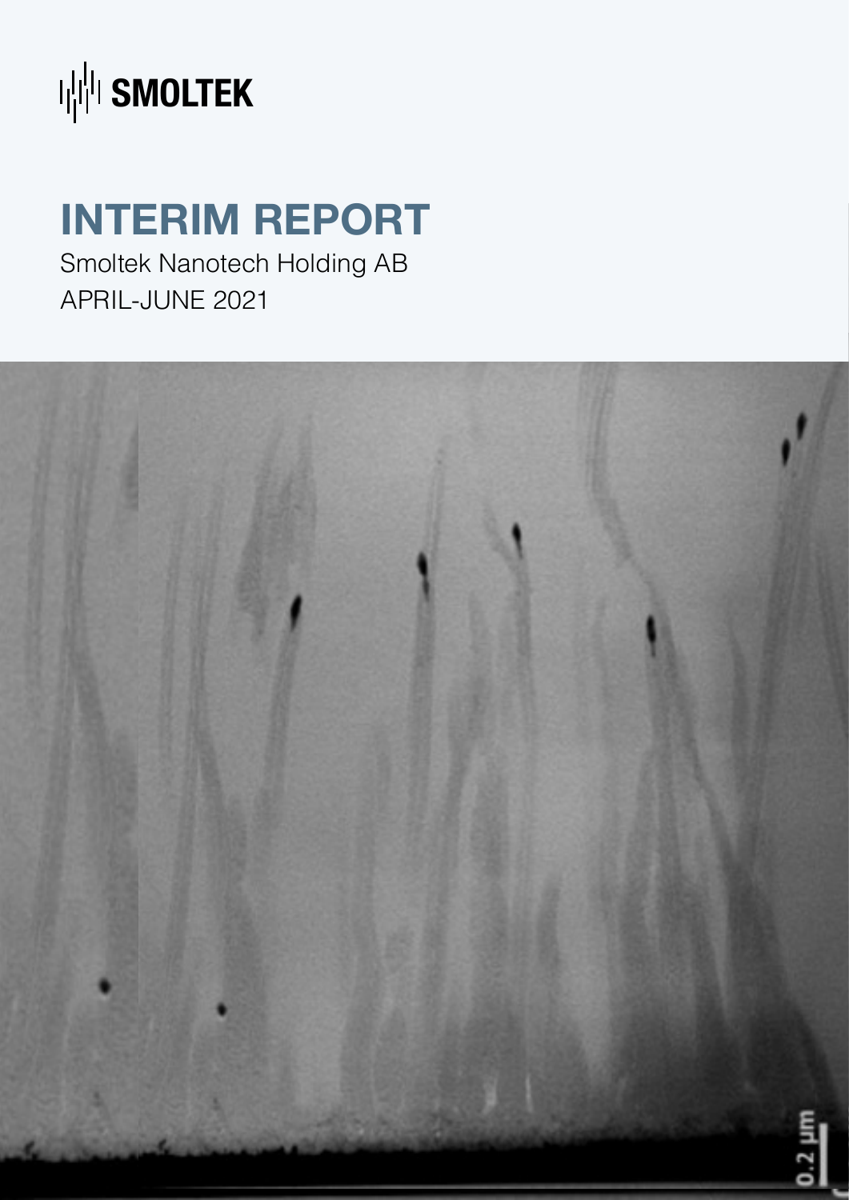SMOLTEK

# INTERIM REPORT

Smoltek Nanotech Holding AB

APRIL-JUNE 2021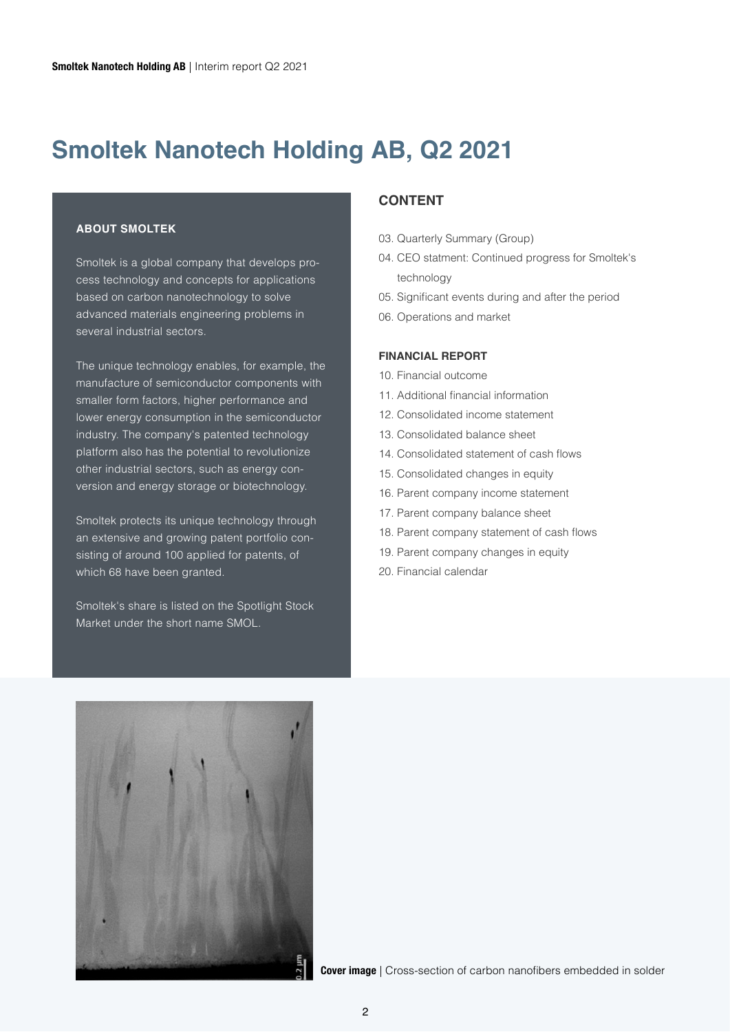# Smoltek Nanotech Holding AB, Q2 2021

### ABOUT SMOLTEK

Smoltek is a global company that develops process technology and concepts for applications based on carbon nanotechnology to solve advanced materials engineering problems in several industrial sectors.

The unique technology enables, for example, the manufacture of semiconductor components with smaller form factors, higher performance and lower energy consumption in the semiconductor industry. The company's patented technology platform also has the potential to revolutionize other industrial sectors, such as energy conversion and energy storage or biotechnology.

Smoltek protects its unique technology through an extensive and growing patent portfolio consisting of around 100 applied for patents, of which 68 have been granted.

Smoltek's share is listed on the Spotlight Stock Market under the short name SMOL.

## CONTENT

03. Quarterly Summary (Group)
04. CEO statment: Continued progress for Smoltek's technology
05. Significant events during and after the period
06. Operations and market

### FINANCIAL REPORT

10. Financial outcome
11. Additional financial information
12. Consolidated income statement
13. Consolidated balance sheet
14. Consolidated statement of cash flows
15. Consolidated changes in equity
16. Parent company income statement
17. Parent company balance sheet
18. Parent company statement of cash flows
19. Parent company changes in equity
20. Financial calendar

**Cover image** | Cross-section of carbon nanofibers embedded in solder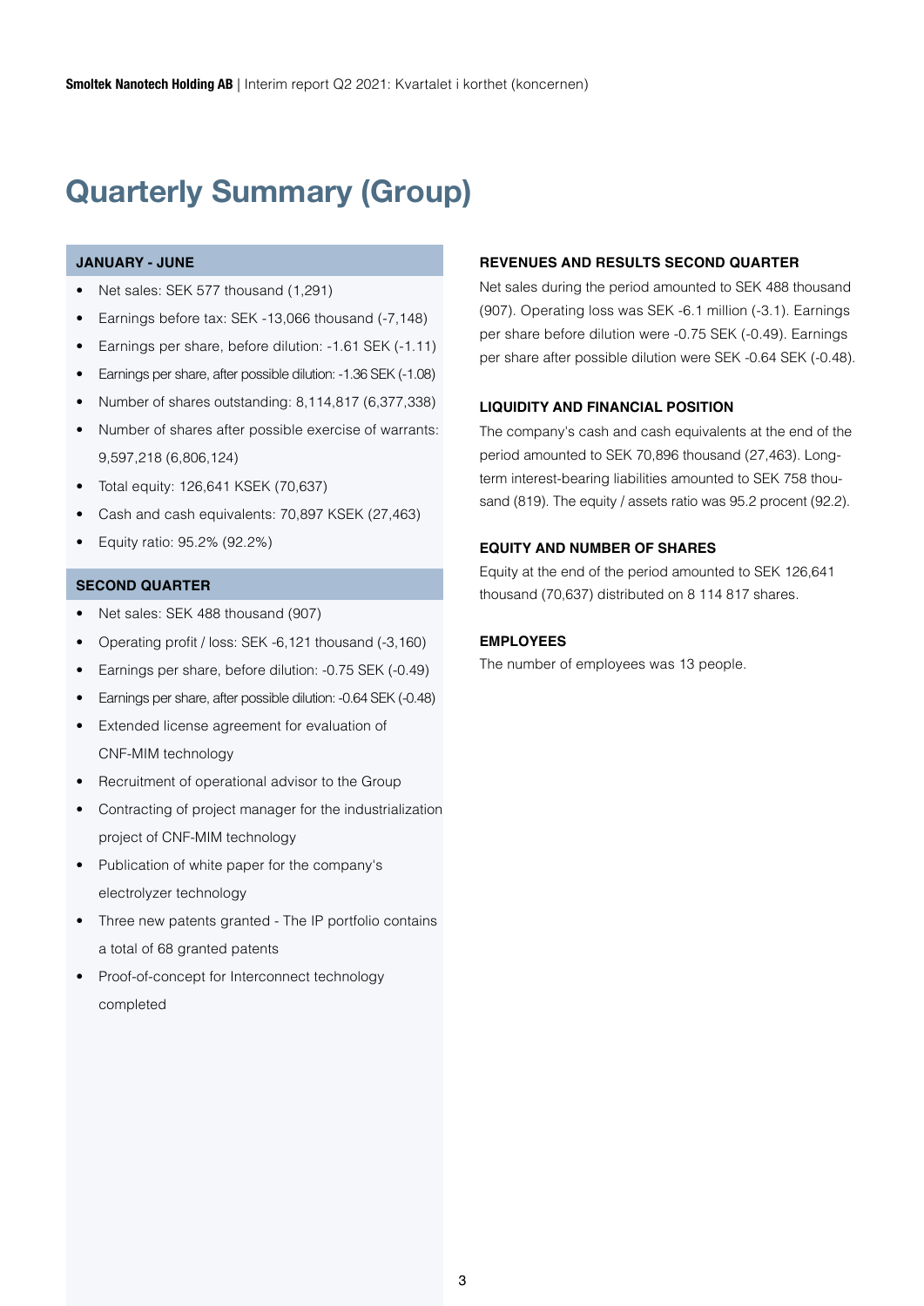# Quarterly Summary (Group)

### JANUARY - JUNE

- Net sales: SEK 577 thousand (1,291)
- Earnings before tax: SEK -13,066 thousand (-7,148)
- Earnings per share, before dilution: -1.61 SEK (-1.11)
- Earnings per share, after possible dilution: -1.36 SEK (-1.08)
- Number of shares outstanding: 8,114,817 (6,377,338)
- Number of shares after possible exercise of warrants: 9,597,218 (6,806,124)
- Total equity: 126,641 KSEK (70,637)
- Cash and cash equivalents: 70,897 KSEK (27,463)
- Equity ratio: 95.2% (92.2%)

### SECOND QUARTER

- Net sales: SEK 488 thousand (907)
- Operating profit / loss: SEK -6,121 thousand (-3,160)
- Earnings per share, before dilution: -0.75 SEK (-0.49)
- Earnings per share, after possible dilution: -0.64 SEK (-0.48)
- Extended license agreement for evaluation of CNF-MIM technology
- Recruitment of operational advisor to the Group
- Contracting of project manager for the industrialization project of CNF-MIM technology
- Publication of white paper for the company's electrolyzer technology
- Three new patents granted - The IP portfolio contains a total of 68 granted patents
- Proof-of-concept for Interconnect technology completed

### REVENUES AND RESULTS SECOND QUARTER

Net sales during the period amounted to SEK 488 thousand (907). Operating loss was SEK -6.1 million (-3.1). Earnings per share before dilution were -0.75 SEK (-0.49). Earnings per share after possible dilution were SEK -0.64 SEK (-0.48).

### LIQUIDITY AND FINANCIAL POSITION

The company's cash and cash equivalents at the end of the period amounted to SEK 70,896 thousand (27,463). Long-term interest-bearing liabilities amounted to SEK 758 thousand (819). The equity / assets ratio was 95.2 procent (92.2).

### EQUITY AND NUMBER OF SHARES

Equity at the end of the period amounted to SEK 126,641 thousand (70,637) distributed on 8 114 817 shares.

### EMPLOYEES

The number of employees was 13 people.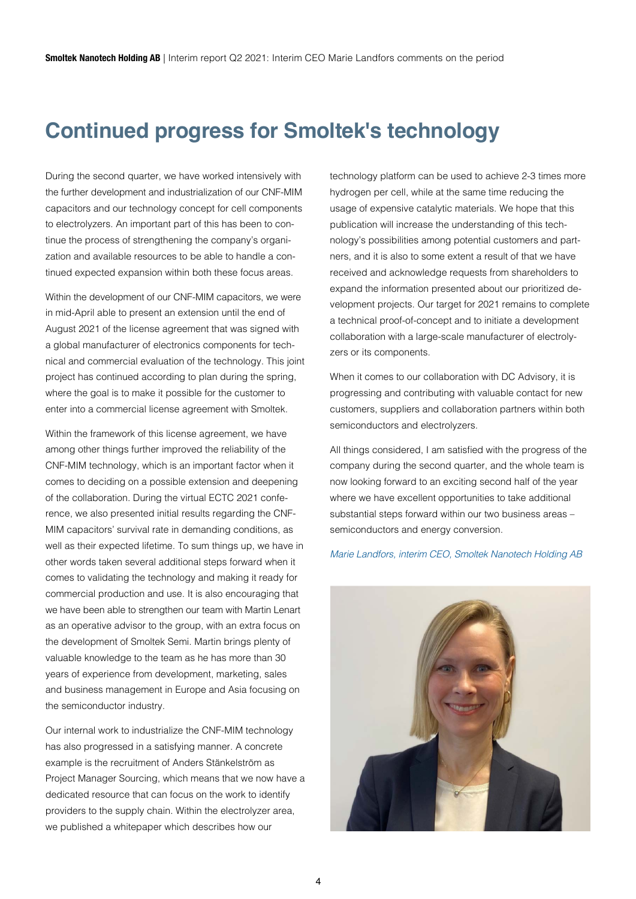# Continued progress for Smoltek's technology

During the second quarter, we have worked intensively with the further development and industrialization of our CNF-MIM capacitors and our technology concept for cell components to electrolyzers. An important part of this has been to continue the process of strengthening the company's organization and available resources to be able to handle a continued expected expansion within both these focus areas.

Within the development of our CNF-MIM capacitors, we were in mid-April able to present an extension until the end of August 2021 of the license agreement that was signed with a global manufacturer of electronics components for technical and commercial evaluation of the technology. This joint project has continued according to plan during the spring, where the goal is to make it possible for the customer to enter into a commercial license agreement with Smoltek.

Within the framework of this license agreement, we have among other things further improved the reliability of the CNF-MIM technology, which is an important factor when it comes to deciding on a possible extension and deepening of the collaboration. During the virtual ECTC 2021 conference, we also presented initial results regarding the CNF-MIM capacitors' survival rate in demanding conditions, as well as their expected lifetime. To sum things up, we have in other words taken several additional steps forward when it comes to validating the technology and making it ready for commercial production and use. It is also encouraging that we have been able to strengthen our team with Martin Lenart as an operative advisor to the group, with an extra focus on the development of Smoltek Semi. Martin brings plenty of valuable knowledge to the team as he has more than 30 years of experience from development, marketing, sales and business management in Europe and Asia focusing on the semiconductor industry.

Our internal work to industrialize the CNF-MIM technology has also progressed in a satisfying manner. A concrete example is the recruitment of Anders Stänkelström as Project Manager Sourcing, which means that we now have a dedicated resource that can focus on the work to identify providers to the supply chain. Within the electrolyzer area, we published a whitepaper which describes how our technology platform can be used to achieve 2-3 times more hydrogen per cell, while at the same time reducing the usage of expensive catalytic materials. We hope that this publication will increase the understanding of this technology's possibilities among potential customers and partners, and it is also to some extent a result of that we have received and acknowledge requests from shareholders to expand the information presented about our prioritized development projects. Our target for 2021 remains to complete a technical proof-of-concept and to initiate a development collaboration with a large-scale manufacturer of electrolyzers or its components.

When it comes to our collaboration with DC Advisory, it is progressing and contributing with valuable contact for new customers, suppliers and collaboration partners within both semiconductors and electrolyzers.

All things considered, I am satisfied with the progress of the company during the second quarter, and the whole team is now looking forward to an exciting second half of the year where we have excellent opportunities to take additional substantial steps forward within our two business areas – semiconductors and energy conversion.

*Marie Landfors, interim CEO, Smoltek Nanotech Holding AB*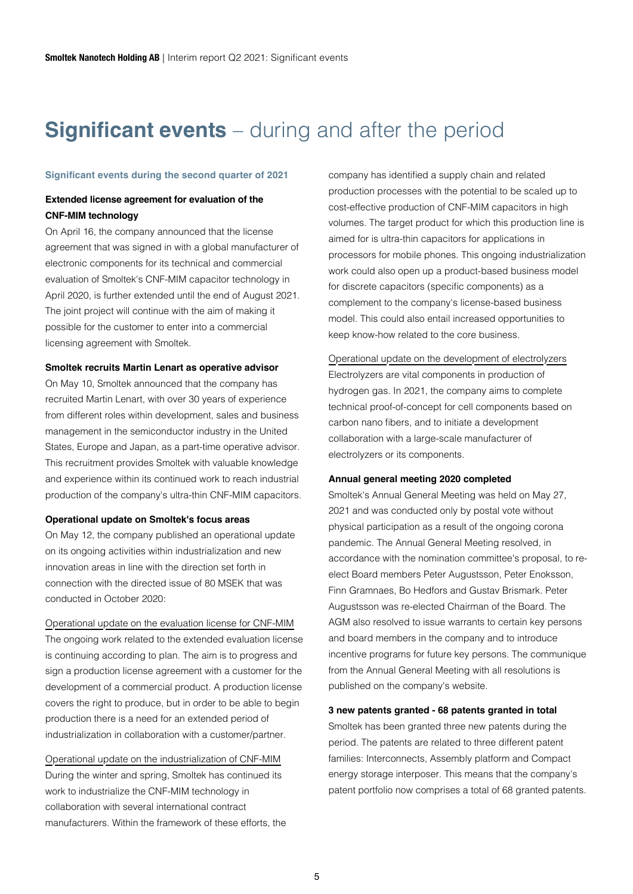# **Significant events** – during and after the period

## Significant events during the second quarter of 2021

### Extended license agreement for evaluation of the CNF-MIM technology

On April 16, the company announced that the license agreement that was signed in with a global manufacturer of electronic components for its technical and commercial evaluation of Smoltek's CNF-MIM capacitor technology in April 2020, is further extended until the end of August 2021. The joint project will continue with the aim of making it possible for the customer to enter into a commercial licensing agreement with Smoltek.

### Smoltek recruits Martin Lenart as operative advisor

On May 10, Smoltek announced that the company has recruited Martin Lenart, with over 30 years of experience from different roles within development, sales and business management in the semiconductor industry in the United States, Europe and Japan, as a part-time operative advisor. This recruitment provides Smoltek with valuable knowledge and experience within its continued work to reach industrial production of the company's ultra-thin CNF-MIM capacitors.

### Operational update on Smoltek's focus areas

On May 12, the company published an operational update on its ongoing activities within industrialization and new innovation areas in line with the direction set forth in connection with the directed issue of 80 MSEK that was conducted in October 2020:

Operational update on the evaluation license for CNF-MIM

The ongoing work related to the extended evaluation license is continuing according to plan. The aim is to progress and sign a production license agreement with a customer for the development of a commercial product. A production license covers the right to produce, but in order to be able to begin production there is a need for an extended period of industrialization in collaboration with a customer/partner.

Operational update on the industrialization of CNF-MIM

During the winter and spring, Smoltek has continued its work to industrialize the CNF-MIM technology in collaboration with several international contract manufacturers. Within the framework of these efforts, the company has identified a supply chain and related production processes with the potential to be scaled up to cost-effective production of CNF-MIM capacitors in high volumes. The target product for which this production line is aimed for is ultra-thin capacitors for applications in processors for mobile phones. This ongoing industrialization work could also open up a product-based business model for discrete capacitors (specific components) as a complement to the company's license-based business model. This could also entail increased opportunities to keep know-how related to the core business.

Operational update on the development of electrolyzers

Electrolyzers are vital components in production of hydrogen gas. In 2021, the company aims to complete technical proof-of-concept for cell components based on carbon nano fibers, and to initiate a development collaboration with a large-scale manufacturer of electrolyzers or its components.

### Annual general meeting 2020 completed

Smoltek's Annual General Meeting was held on May 27, 2021 and was conducted only by postal vote without physical participation as a result of the ongoing corona pandemic. The Annual General Meeting resolved, in accordance with the nomination committee's proposal, to re-elect Board members Peter Augustsson, Peter Enoksson, Finn Gramnaes, Bo Hedfors and Gustav Brismark. Peter Augustsson was re-elected Chairman of the Board. The AGM also resolved to issue warrants to certain key persons and board members in the company and to introduce incentive programs for future key persons. The communique from the Annual General Meeting with all resolutions is published on the company's website.

### 3 new patents granted - 68 patents granted in total

Smoltek has been granted three new patents during the period. The patents are related to three different patent families: Interconnects, Assembly platform and Compact energy storage interposer. This means that the company's patent portfolio now comprises a total of 68 granted patents.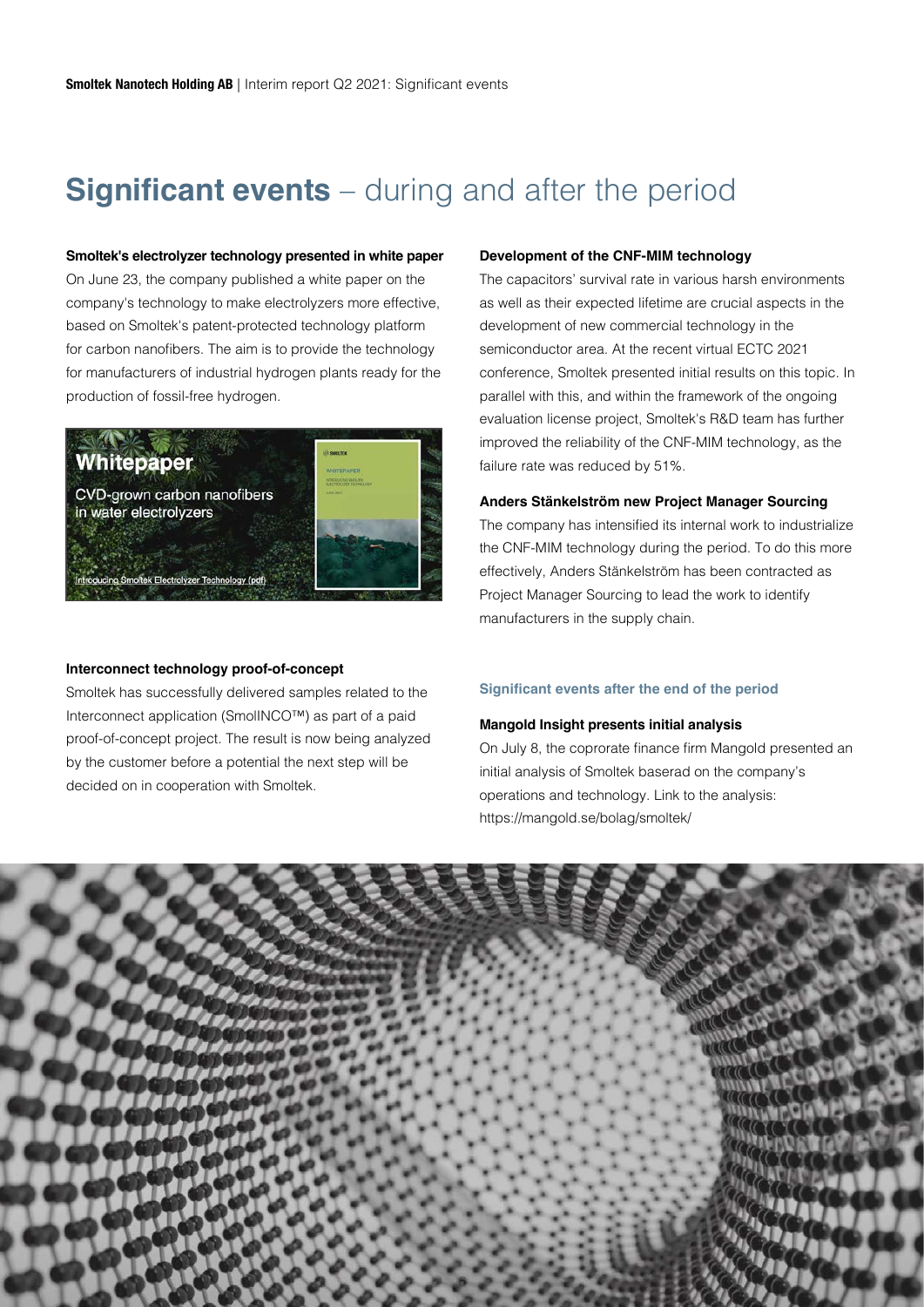# **Significant events** – during and after the period

### Smoltek's electrolyzer technology presented in white paper

On June 23, the company published a white paper on the company's technology to make electrolyzers more effective, based on Smoltek's patent-protected technology platform for carbon nanofibers. The aim is to provide the technology for manufacturers of industrial hydrogen plants ready for the production of fossil-free hydrogen.

### Interconnect technology proof-of-concept

Smoltek has successfully delivered samples related to the Interconnect application (SmolINCO™) as part of a paid proof-of-concept project. The result is now being analyzed by the customer before a potential the next step will be decided on in cooperation with Smoltek.

### Development of the CNF-MIM technology

The capacitors' survival rate in various harsh environments as well as their expected lifetime are crucial aspects in the development of new commercial technology in the semiconductor area. At the recent virtual ECTC 2021 conference, Smoltek presented initial results on this topic. In parallel with this, and within the framework of the ongoing evaluation license project, Smoltek's R&D team has further improved the reliability of the CNF-MIM technology, as the failure rate was reduced by 51%.

### Anders Stänkelström new Project Manager Sourcing

The company has intensified its internal work to industrialize the CNF-MIM technology during the period. To do this more effectively, Anders Stänkelström has been contracted as Project Manager Sourcing to lead the work to identify manufacturers in the supply chain.

## Significant events after the end of the period

### Mangold Insight presents initial analysis

On July 8, the coprorate finance firm Mangold presented an initial analysis of Smoltek baserad on the company's operations and technology. Link to the analysis: https://mangold.se/bolag/smoltek/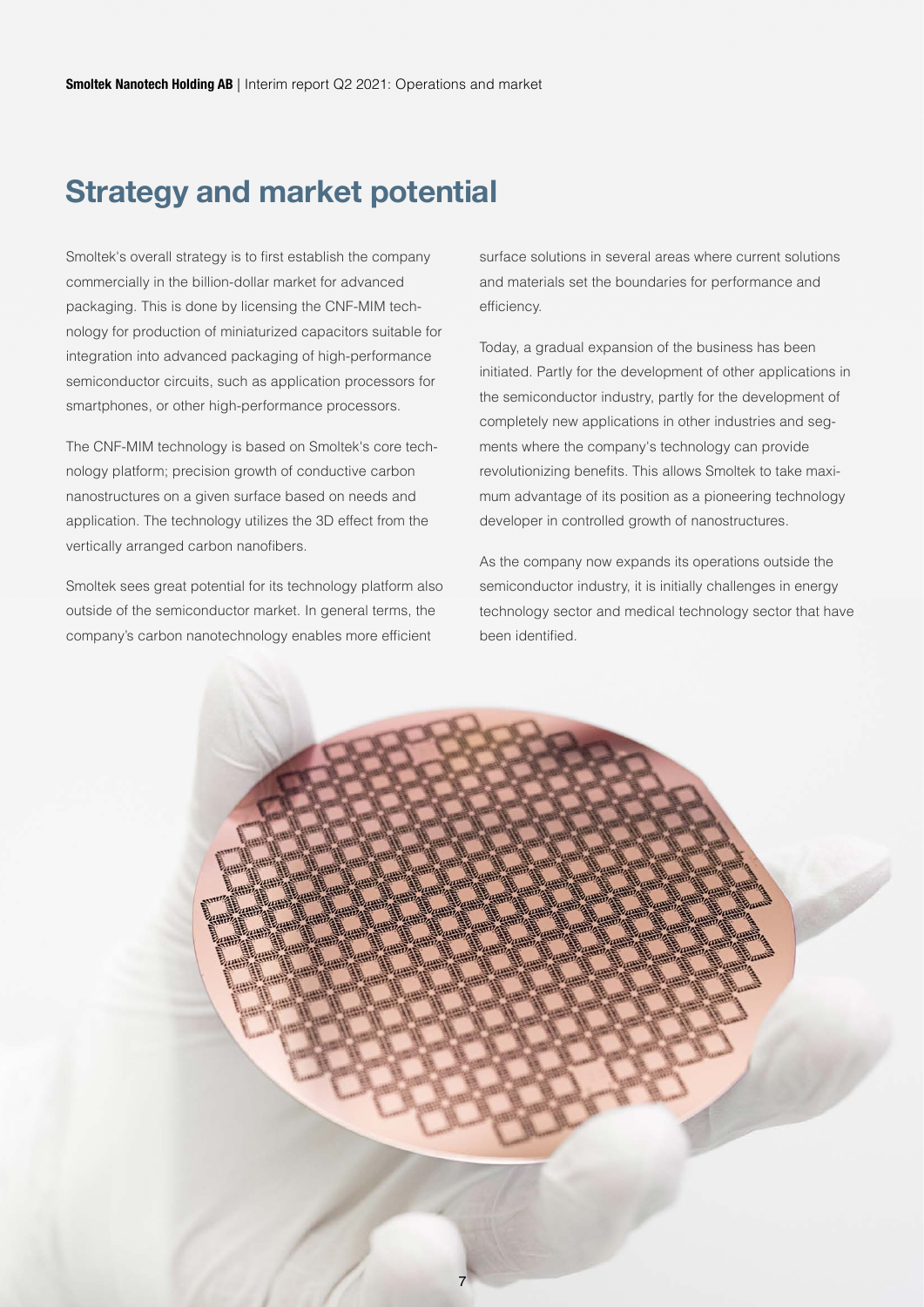## Strategy and market potential

Smoltek's overall strategy is to first establish the company commercially in the billion-dollar market for advanced packaging. This is done by licensing the CNF-MIM technology for production of miniaturized capacitors suitable for integration into advanced packaging of high-performance semiconductor circuits, such as application processors for smartphones, or other high-performance processors.

The CNF-MIM technology is based on Smoltek's core technology platform; precision growth of conductive carbon nanostructures on a given surface based on needs and application. The technology utilizes the 3D effect from the vertically arranged carbon nanofibers.

Smoltek sees great potential for its technology platform also outside of the semiconductor market. In general terms, the company's carbon nanotechnology enables more efficient surface solutions in several areas where current solutions and materials set the boundaries for performance and efficiency.

Today, a gradual expansion of the business has been initiated. Partly for the development of other applications in the semiconductor industry, partly for the development of completely new applications in other industries and segments where the company's technology can provide revolutionizing benefits. This allows Smoltek to take maximum advantage of its position as a pioneering technology developer in controlled growth of nanostructures.

As the company now expands its operations outside the semiconductor industry, it is initially challenges in energy technology sector and medical technology sector that have been identified.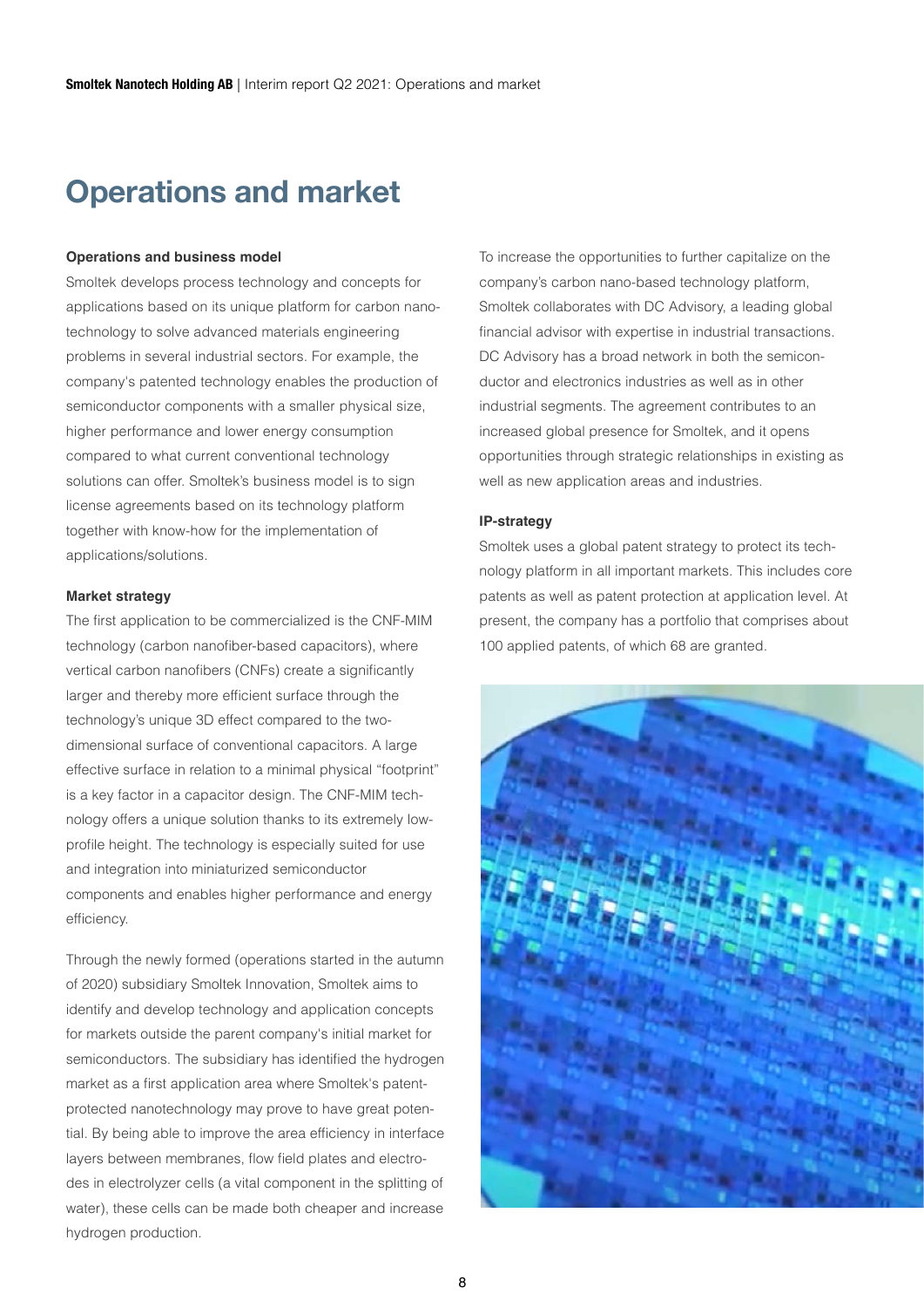# Operations and market

**Operations and business model**

Smoltek develops process technology and concepts for applications based on its unique platform for carbon nanotechnology to solve advanced materials engineering problems in several industrial sectors. For example, the company's patented technology enables the production of semiconductor components with a smaller physical size, higher performance and lower energy consumption compared to what current conventional technology solutions can offer. Smoltek's business model is to sign license agreements based on its technology platform together with know-how for the implementation of applications/solutions.

**Market strategy**

The first application to be commercialized is the CNF-MIM technology (carbon nanofiber-based capacitors), where vertical carbon nanofibers (CNFs) create a significantly larger and thereby more efficient surface through the technology's unique 3D effect compared to the two-dimensional surface of conventional capacitors. A large effective surface in relation to a minimal physical "footprint" is a key factor in a capacitor design. The CNF-MIM technology offers a unique solution thanks to its extremely low-profile height. The technology is especially suited for use and integration into miniaturized semiconductor components and enables higher performance and energy efficiency.

Through the newly formed (operations started in the autumn of 2020) subsidiary Smoltek Innovation, Smoltek aims to identify and develop technology and application concepts for markets outside the parent company's initial market for semiconductors. The subsidiary has identified the hydrogen market as a first application area where Smoltek's patent-protected nanotechnology may prove to have great potential. By being able to improve the area efficiency in interface layers between membranes, flow field plates and electrodes in electrolyzer cells (a vital component in the splitting of water), these cells can be made both cheaper and increase hydrogen production.

To increase the opportunities to further capitalize on the company's carbon nano-based technology platform, Smoltek collaborates with DC Advisory, a leading global financial advisor with expertise in industrial transactions. DC Advisory has a broad network in both the semiconductor and electronics industries as well as in other industrial segments. The agreement contributes to an increased global presence for Smoltek, and it opens opportunities through strategic relationships in existing as well as new application areas and industries.

**IP-strategy**

Smoltek uses a global patent strategy to protect its technology platform in all important markets. This includes core patents as well as patent protection at application level. At present, the company has a portfolio that comprises about 100 applied patents, of which 68 are granted.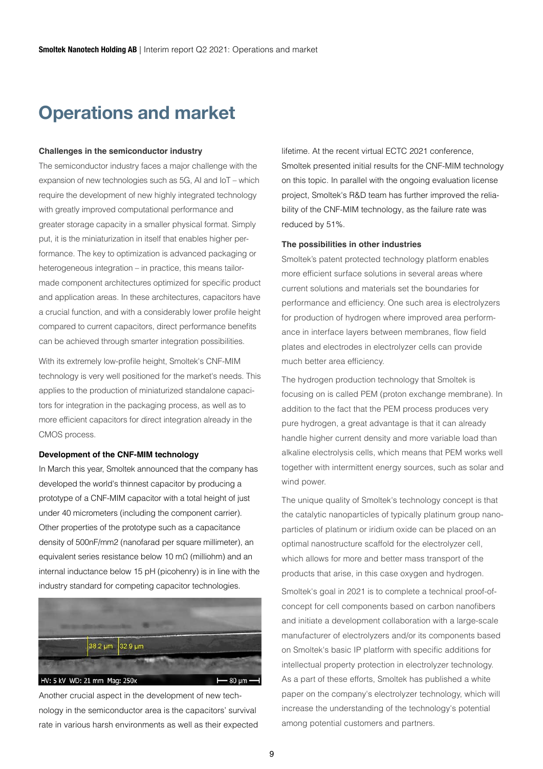# Operations and market

### Challenges in the semiconductor industry

The semiconductor industry faces a major challenge with the expansion of new technologies such as 5G, AI and IoT – which require the development of new highly integrated technology with greatly improved computational performance and greater storage capacity in a smaller physical format. Simply put, it is the miniaturization in itself that enables higher performance. The key to optimization is advanced packaging or heterogeneous integration – in practice, this means tailor-made component architectures optimized for specific product and application areas. In these architectures, capacitors have a crucial function, and with a considerably lower profile height compared to current capacitors, direct performance benefits can be achieved through smarter integration possibilities.

With its extremely low-profile height, Smoltek's CNF-MIM technology is very well positioned for the market's needs. This applies to the production of miniaturized standalone capacitors for integration in the packaging process, as well as to more efficient capacitors for direct integration already in the CMOS process.

### Development of the CNF-MIM technology

In March this year, Smoltek announced that the company has developed the world's thinnest capacitor by producing a prototype of a CNF-MIM capacitor with a total height of just under 40 micrometers (including the component carrier). Other properties of the prototype such as a capacitance density of 500nF/mm2 (nanofarad per square millimeter), an equivalent series resistance below 10 mΩ (milliohm) and an internal inductance below 15 pH (picohenry) is in line with the industry standard for competing capacitor technologies.

Another crucial aspect in the development of new technology in the semiconductor area is the capacitors' survival rate in various harsh environments as well as their expected lifetime. At the recent virtual ECTC 2021 conference, Smoltek presented initial results for the CNF-MIM technology on this topic. In parallel with the ongoing evaluation license project, Smoltek's R&D team has further improved the reliability of the CNF-MIM technology, as the failure rate was reduced by 51%.

### The possibilities in other industries

Smoltek's patent protected technology platform enables more efficient surface solutions in several areas where current solutions and materials set the boundaries for performance and efficiency. One such area is electrolyzers for production of hydrogen where improved area performance in interface layers between membranes, flow field plates and electrodes in electrolyzer cells can provide much better area efficiency.

The hydrogen production technology that Smoltek is focusing on is called PEM (proton exchange membrane). In addition to the fact that the PEM process produces very pure hydrogen, a great advantage is that it can already handle higher current density and more variable load than alkaline electrolysis cells, which means that PEM works well together with intermittent energy sources, such as solar and wind power.

The unique quality of Smoltek's technology concept is that the catalytic nanoparticles of typically platinum group nanoparticles of platinum or iridium oxide can be placed on an optimal nanostructure scaffold for the electrolyzer cell, which allows for more and better mass transport of the products that arise, in this case oxygen and hydrogen.

Smoltek's goal in 2021 is to complete a technical proof-of-concept for cell components based on carbon nanofibers and initiate a development collaboration with a large-scale manufacturer of electrolyzers and/or its components based on Smoltek's basic IP platform with specific additions for intellectual property protection in electrolyzer technology. As a part of these efforts, Smoltek has published a white paper on the company's electrolyzer technology, which will increase the understanding of the technology's potential among potential customers and partners.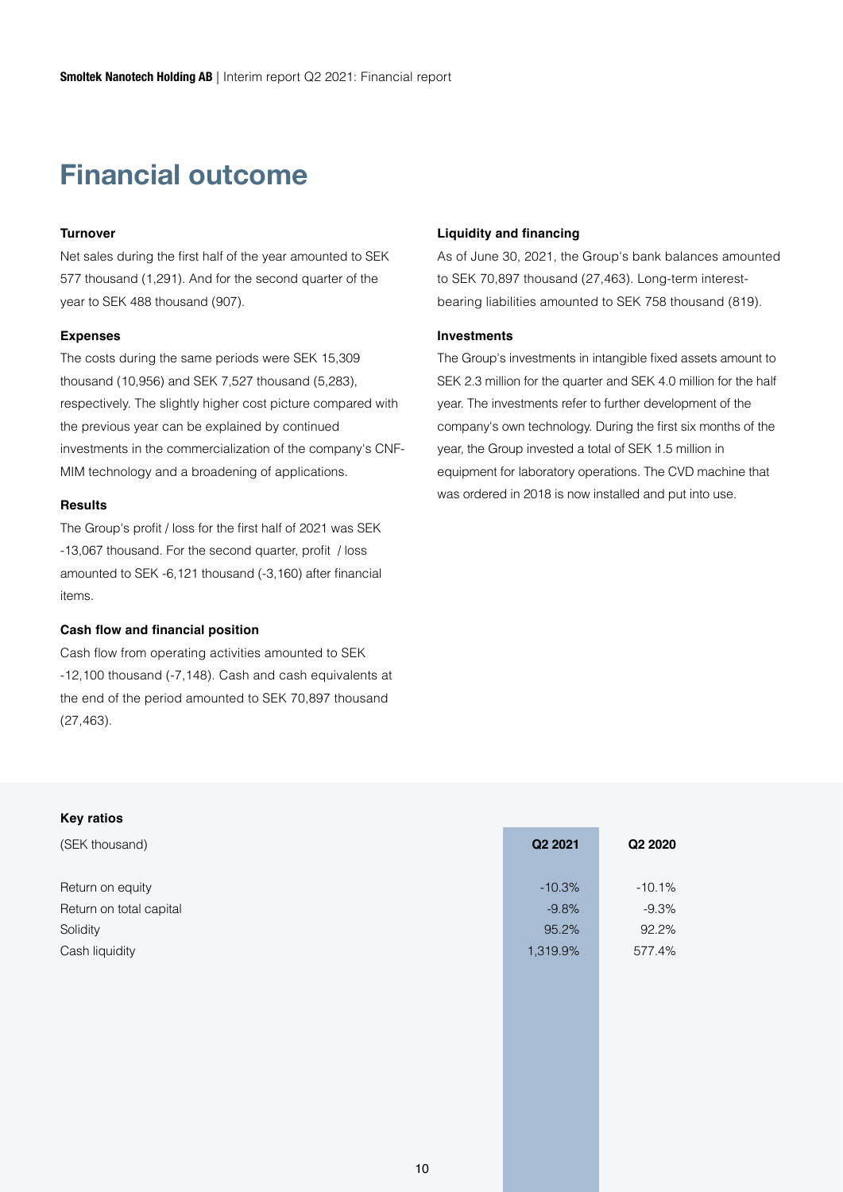# Financial outcome

### Turnover

Net sales during the first half of the year amounted to SEK 577 thousand (1,291). And for the second quarter of the year to SEK 488 thousand (907).

### Expenses

The costs during the same periods were SEK 15,309 thousand (10,956) and SEK 7,527 thousand (5,283), respectively. The slightly higher cost picture compared with the previous year can be explained by continued investments in the commercialization of the company's CNF-MIM technology and a broadening of applications.

### Results

The Group's profit / loss for the first half of 2021 was SEK -13,067 thousand. For the second quarter, profit / loss amounted to SEK -6,121 thousand (-3,160) after financial items.

### Cash flow and financial position

Cash flow from operating activities amounted to SEK -12,100 thousand (-7,148). Cash and cash equivalents at the end of the period amounted to SEK 70,897 thousand (27,463).

### Liquidity and financing

As of June 30, 2021, the Group's bank balances amounted to SEK 70,897 thousand (27,463). Long-term interest-bearing liabilities amounted to SEK 758 thousand (819).

### Investments

The Group's investments in intangible fixed assets amount to SEK 2.3 million for the quarter and SEK 4.0 million for the half year. The investments refer to further development of the company's own technology. During the first six months of the year, the Group invested a total of SEK 1.5 million in equipment for laboratory operations. The CVD machine that was ordered in 2018 is now installed and put into use.

### Key ratios

| (SEK thousand) | Q2 2021 | Q2 2020 |
|---|---|---|
| Return on equity | -10.3% | -10.1% |
| Return on total capital | -9.8% | -9.3% |
| Solidity | 95.2% | 92.2% |
| Cash liquidity | 1,319.9% | 577.4% |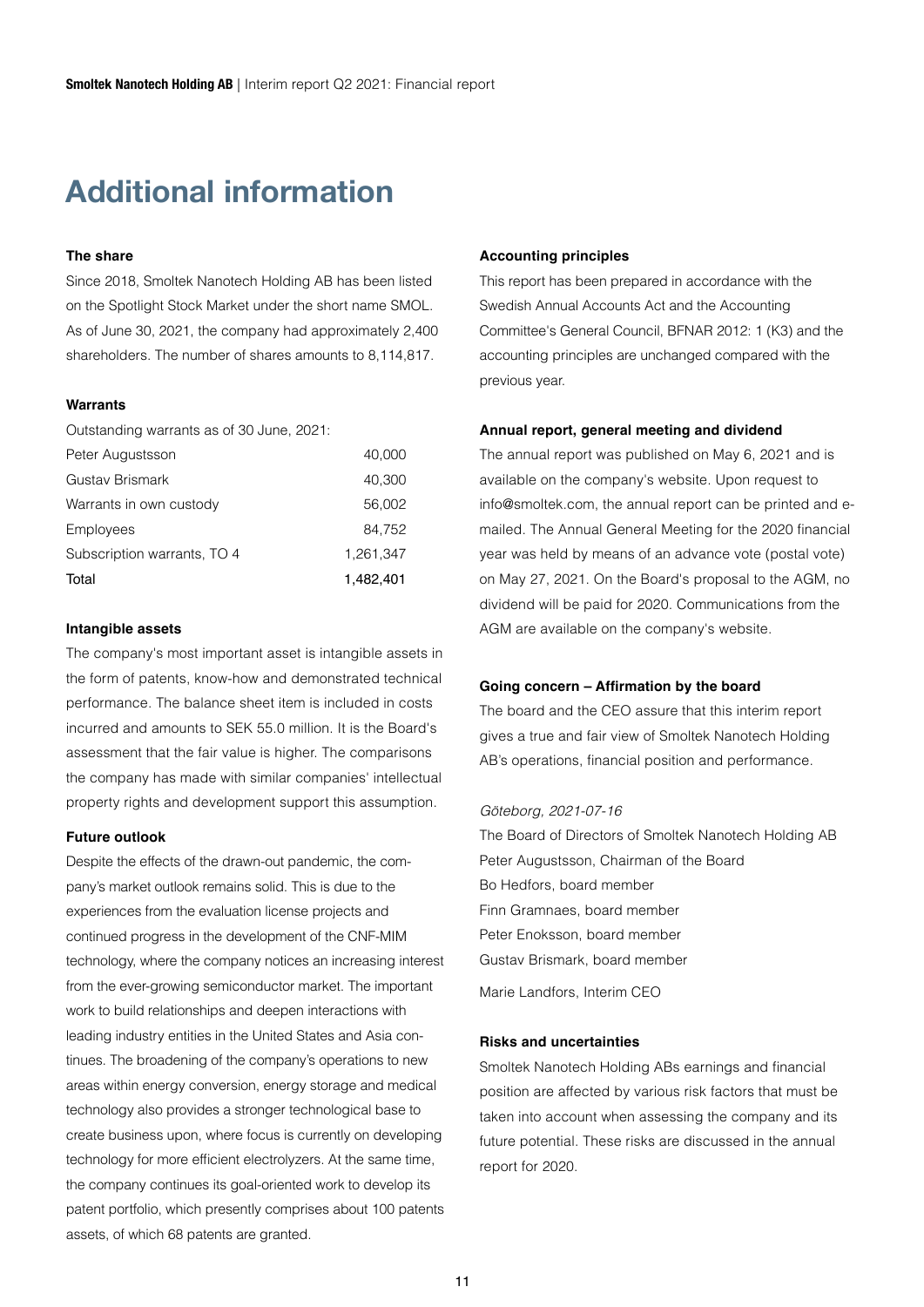# Additional information

### The share

Since 2018, Smoltek Nanotech Holding AB has been listed on the Spotlight Stock Market under the short name SMOL. As of June 30, 2021, the company had approximately 2,400 shareholders. The number of shares amounts to 8,114,817.

### Warrants

Outstanding warrants as of 30 June, 2021:

| | |
|---|---:|
| Peter Augustsson | 40,000 |
| Gustav Brismark | 40,300 |
| Warrants in own custody | 56,002 |
| Employees | 84,752 |
| Subscription warrants, TO 4 | 1,261,347 |
| Total | 1,482,401 |

### Intangible assets

The company's most important asset is intangible assets in the form of patents, know-how and demonstrated technical performance. The balance sheet item is included in costs incurred and amounts to SEK 55.0 million. It is the Board's assessment that the fair value is higher. The comparisons the company has made with similar companies' intellectual property rights and development support this assumption.

### Future outlook

Despite the effects of the drawn-out pandemic, the company's market outlook remains solid. This is due to the experiences from the evaluation license projects and continued progress in the development of the CNF-MIM technology, where the company notices an increasing interest from the ever-growing semiconductor market. The important work to build relationships and deepen interactions with leading industry entities in the United States and Asia continues. The broadening of the company's operations to new areas within energy conversion, energy storage and medical technology also provides a stronger technological base to create business upon, where focus is currently on developing technology for more efficient electrolyzers. At the same time, the company continues its goal-oriented work to develop its patent portfolio, which presently comprises about 100 patents assets, of which 68 patents are granted.

### Accounting principles

This report has been prepared in accordance with the Swedish Annual Accounts Act and the Accounting Committee's General Council, BFNAR 2012: 1 (K3) and the accounting principles are unchanged compared with the previous year.

### Annual report, general meeting and dividend

The annual report was published on May 6, 2021 and is available on the company's website. Upon request to info@smoltek.com, the annual report can be printed and e-mailed. The Annual General Meeting for the 2020 financial year was held by means of an advance vote (postal vote) on May 27, 2021. On the Board's proposal to the AGM, no dividend will be paid for 2020. Communications from the AGM are available on the company's website.

### Going concern – Affirmation by the board

The board and the CEO assure that this interim report gives a true and fair view of Smoltek Nanotech Holding AB's operations, financial position and performance.

*Göteborg, 2021-07-16*

The Board of Directors of Smoltek Nanotech Holding AB
Peter Augustsson, Chairman of the Board
Bo Hedfors, board member
Finn Gramnaes, board member
Peter Enoksson, board member
Gustav Brismark, board member

Marie Landfors, Interim CEO

### Risks and uncertainties

Smoltek Nanotech Holding ABs earnings and financial position are affected by various risk factors that must be taken into account when assessing the company and its future potential. These risks are discussed in the annual report for 2020.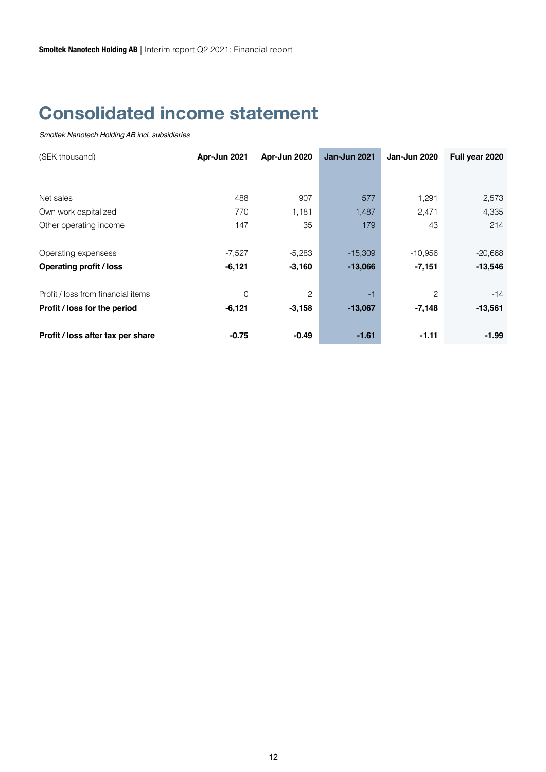# Consolidated income statement

*Smoltek Nanotech Holding AB incl. subsidiaries*

| (SEK thousand) | Apr-Jun 2021 | Apr-Jun 2020 | Jan-Jun 2021 | Jan-Jun 2020 | Full year 2020 |
|---|---|---|---|---|---|
| Net sales | 488 | 907 | 577 | 1,291 | 2,573 |
| Own work capitalized | 770 | 1,181 | 1,487 | 2,471 | 4,335 |
| Other operating income | 147 | 35 | 179 | 43 | 214 |
| Operating expensess | -7,527 | -5,283 | -15,309 | -10,956 | -20,668 |
| **Operating profit / loss** | **-6,121** | **-3,160** | **-13,066** | **-7,151** | **-13,546** |
| Profit / loss from financial items | 0 | 2 | -1 | 2 | -14 |
| **Profit / loss for the period** | **-6,121** | **-3,158** | **-13,067** | **-7,148** | **-13,561** |
| **Profit / loss after tax per share** | **-0.75** | **-0.49** | **-1.61** | **-1.11** | **-1.99** |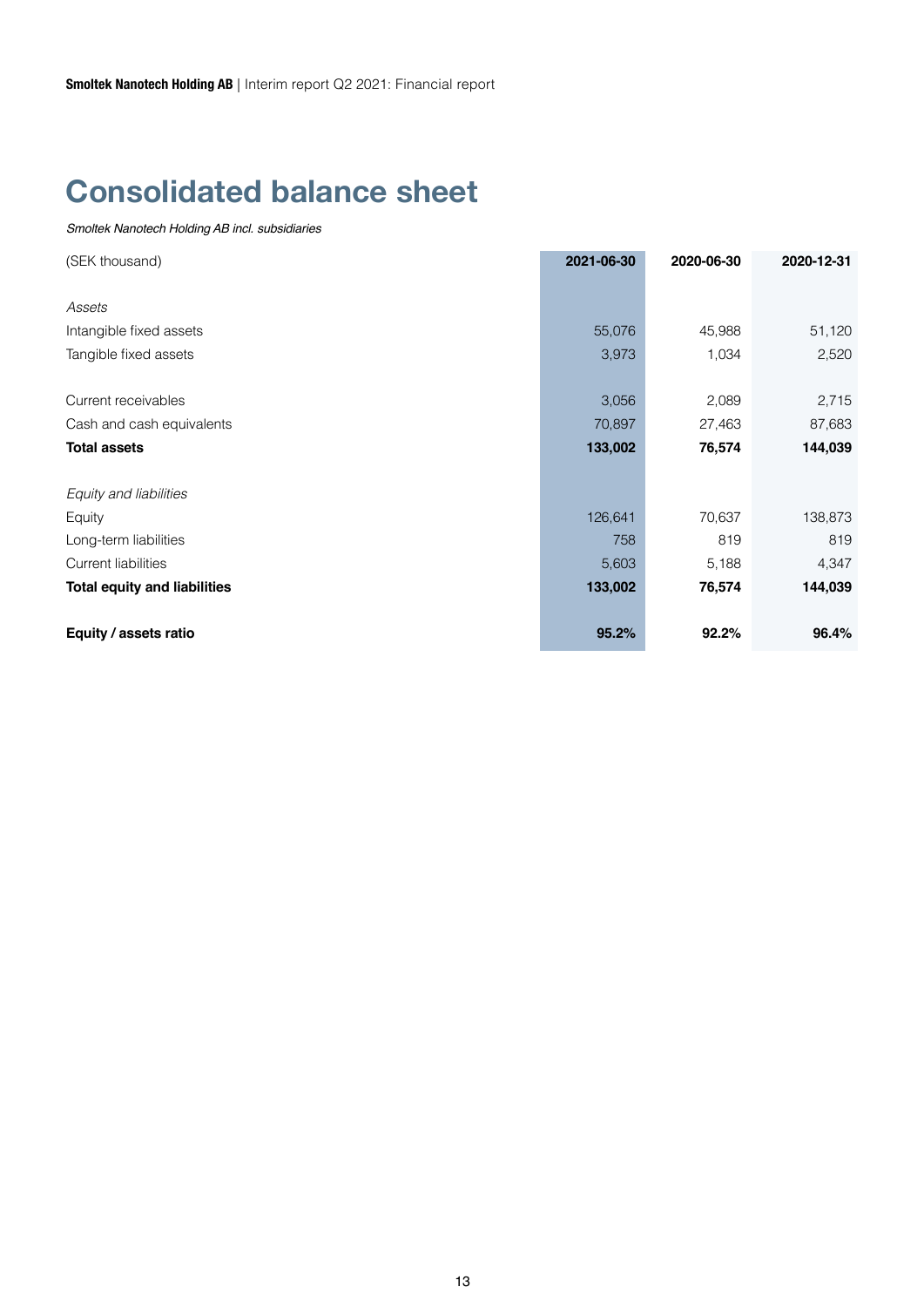# Consolidated balance sheet

*Smoltek Nanotech Holding AB incl. subsidiaries*

| (SEK thousand) | 2021-06-30 | 2020-06-30 | 2020-12-31 |
|---|---|---|---|
| *Assets* | | | |
| Intangible fixed assets | 55,076 | 45,988 | 51,120 |
| Tangible fixed assets | 3,973 | 1,034 | 2,520 |
| Current receivables | 3,056 | 2,089 | 2,715 |
| Cash and cash equivalents | 70,897 | 27,463 | 87,683 |
| **Total assets** | **133,002** | **76,574** | **144,039** |
| *Equity and liabilities* | | | |
| Equity | 126,641 | 70,637 | 138,873 |
| Long-term liabilities | 758 | 819 | 819 |
| Current liabilities | 5,603 | 5,188 | 4,347 |
| **Total equity and liabilities** | **133,002** | **76,574** | **144,039** |
| **Equity / assets ratio** | **95.2%** | **92.2%** | **96.4%** |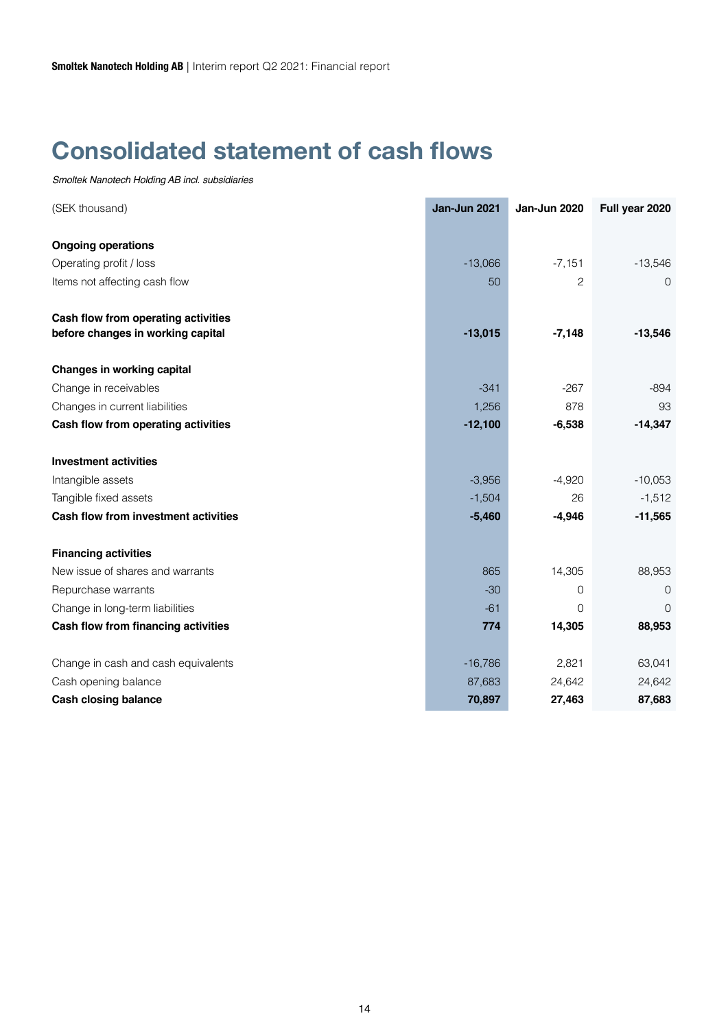# Consolidated statement of cash flows

*Smoltek Nanotech Holding AB incl. subsidiaries*

| (SEK thousand) | Jan-Jun 2021 | Jan-Jun 2020 | Full year 2020 |
|---|---|---|---|
| **Ongoing operations** | | | |
| Operating profit / loss | -13,066 | -7,151 | -13,546 |
| Items not affecting cash flow | 50 | 2 | 0 |
| **Cash flow from operating activities before changes in working capital** | **-13,015** | **-7,148** | **-13,546** |
| **Changes in working capital** | | | |
| Change in receivables | -341 | -267 | -894 |
| Changes in current liabilities | 1,256 | 878 | 93 |
| **Cash flow from operating activities** | **-12,100** | **-6,538** | **-14,347** |
| **Investment activities** | | | |
| Intangible assets | -3,956 | -4,920 | -10,053 |
| Tangible fixed assets | -1,504 | 26 | -1,512 |
| **Cash flow from investment activities** | **-5,460** | **-4,946** | **-11,565** |
| **Financing activities** | | | |
| New issue of shares and warrants | 865 | 14,305 | 88,953 |
| Repurchase warrants | -30 | 0 | 0 |
| Change in long-term liabilities | -61 | 0 | 0 |
| **Cash flow from financing activities** | **774** | **14,305** | **88,953** |
| Change in cash and cash equivalents | -16,786 | 2,821 | 63,041 |
| Cash opening balance | 87,683 | 24,642 | 24,642 |
| **Cash closing balance** | **70,897** | **27,463** | **87,683** |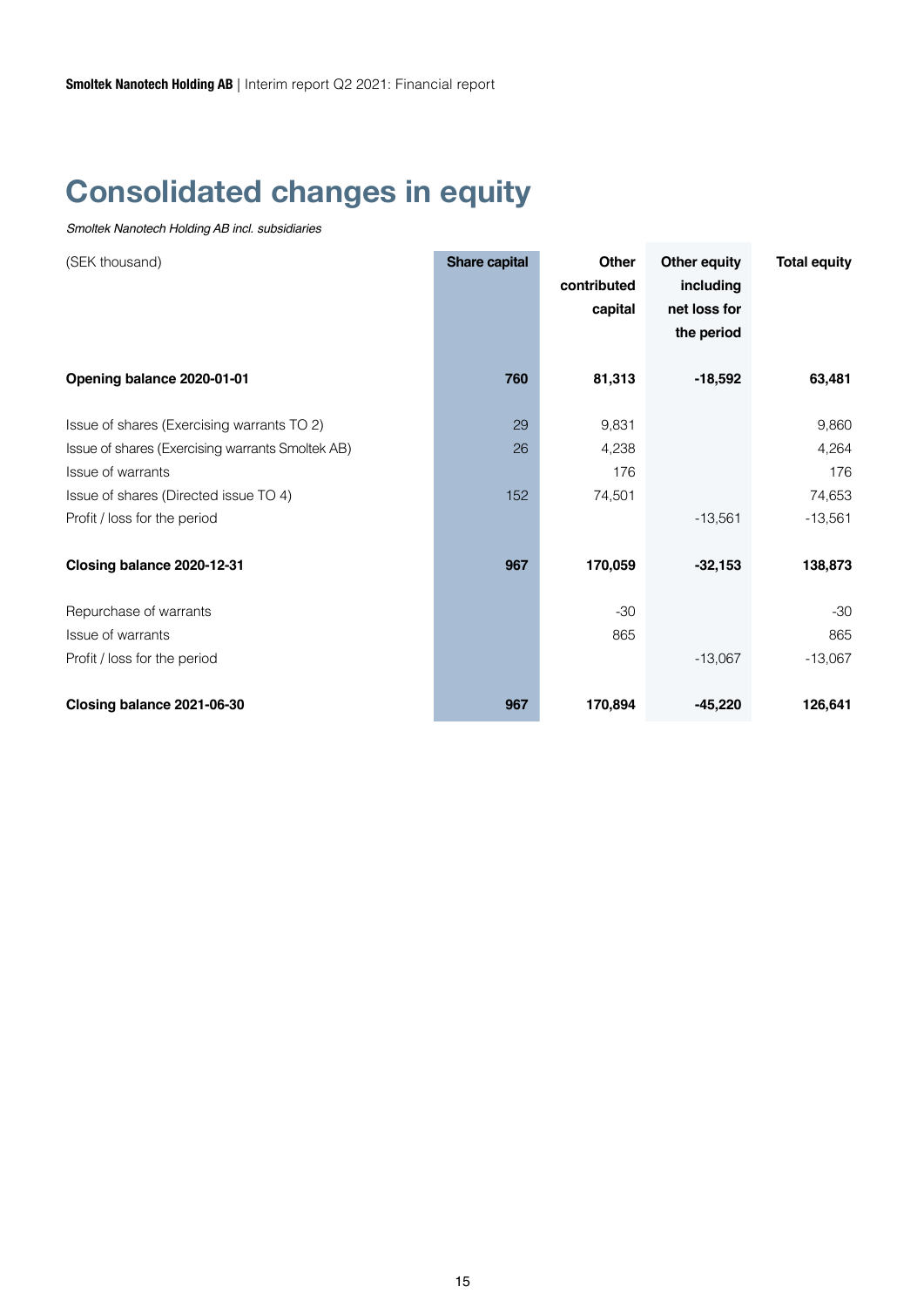# Consolidated changes in equity

*Smoltek Nanotech Holding AB incl. subsidiaries*

| (SEK thousand) | Share capital | Other contributed capital | Other equity including net loss for the period | Total equity |
|---|---|---|---|---|
| **Opening balance 2020-01-01** | **760** | **81,313** | **-18,592** | **63,481** |
| Issue of shares (Exercising warrants TO 2) | 29 | 9,831 | | 9,860 |
| Issue of shares (Exercising warrants Smoltek AB) | 26 | 4,238 | | 4,264 |
| Issue of warrants | | 176 | | 176 |
| Issue of shares (Directed issue TO 4) | 152 | 74,501 | | 74,653 |
| Profit / loss for the period | | | -13,561 | -13,561 |
| **Closing balance 2020-12-31** | **967** | **170,059** | **-32,153** | **138,873** |
| Repurchase of warrants | | -30 | | -30 |
| Issue of warrants | | 865 | | 865 |
| Profit / loss for the period | | | -13,067 | -13,067 |
| **Closing balance 2021-06-30** | **967** | **170,894** | **-45,220** | **126,641** |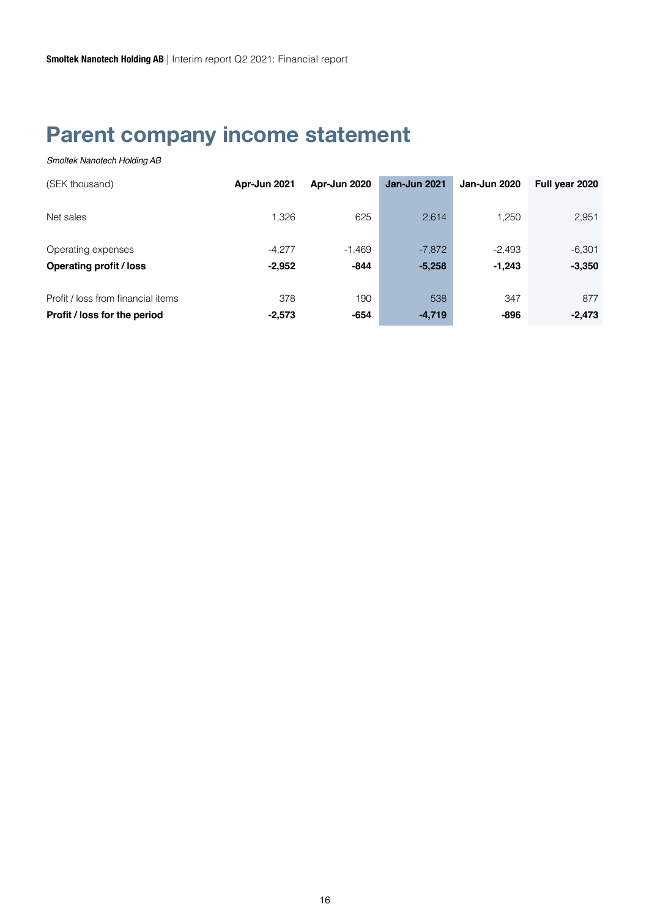# Parent company income statement

*Smoltek Nanotech Holding AB*

| (SEK thousand) | Apr-Jun 2021 | Apr-Jun 2020 | Jan-Jun 2021 | Jan-Jun 2020 | Full year 2020 |
|---|---|---|---|---|---|
| Net sales | 1,326 | 625 | 2,614 | 1,250 | 2,951 |
| Operating expenses | -4,277 | -1,469 | -7,872 | -2,493 | -6,301 |
| **Operating profit / loss** | **-2,952** | **-844** | **-5,258** | **-1,243** | **-3,350** |
| Profit / loss from financial items | 378 | 190 | 538 | 347 | 877 |
| **Profit / loss for the period** | **-2,573** | **-654** | **-4,719** | **-896** | **-2,473** |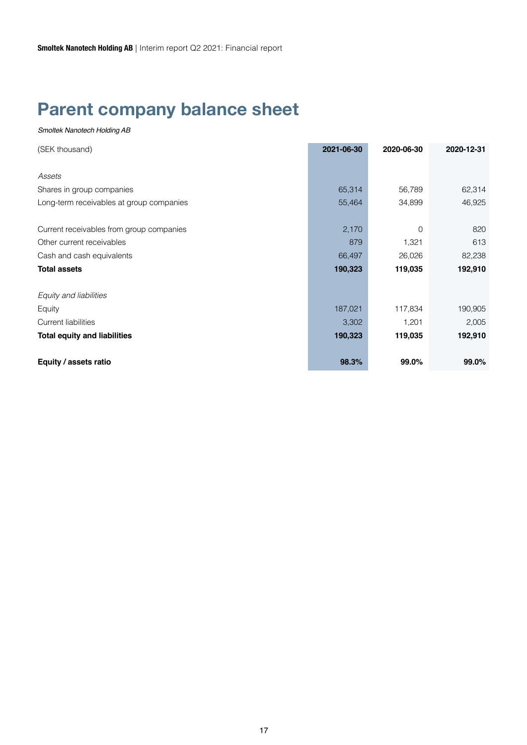# Parent company balance sheet

*Smoltek Nanotech Holding AB*

| (SEK thousand) | 2021-06-30 | 2020-06-30 | 2020-12-31 |
|---|---|---|---|
| | | | |
| *Assets* | | | |
| Shares in group companies | 65,314 | 56,789 | 62,314 |
| Long-term receivables at group companies | 55,464 | 34,899 | 46,925 |
| | | | |
| Current receivables from group companies | 2,170 | 0 | 820 |
| Other current receivables | 879 | 1,321 | 613 |
| Cash and cash equivalents | 66,497 | 26,026 | 82,238 |
| **Total assets** | **190,323** | **119,035** | **192,910** |
| | | | |
| *Equity and liabilities* | | | |
| Equity | 187,021 | 117,834 | 190,905 |
| Current liabilities | 3,302 | 1,201 | 2,005 |
| **Total equity and liabilities** | **190,323** | **119,035** | **192,910** |
| | | | |
| **Equity / assets ratio** | **98.3%** | **99.0%** | **99.0%** |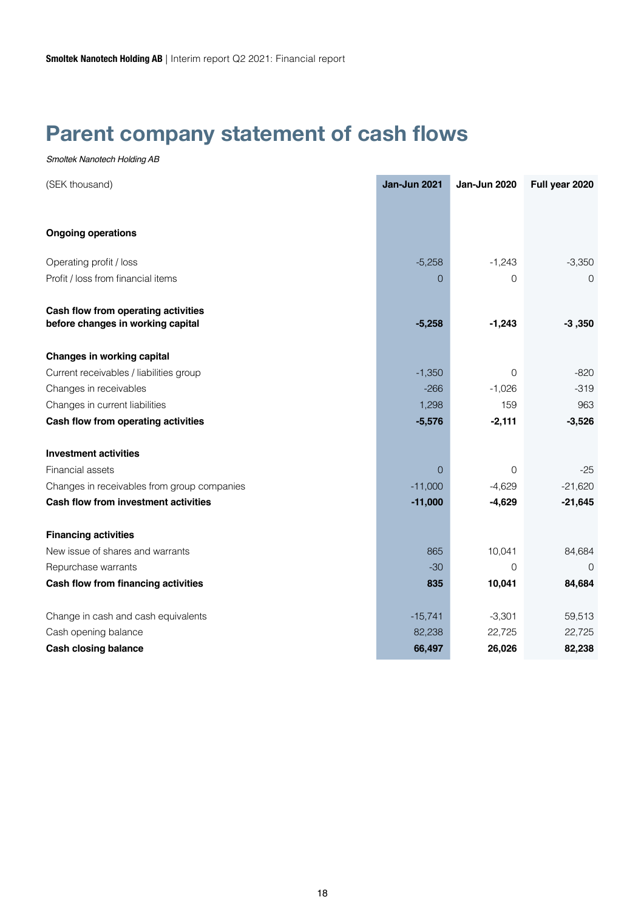# Parent company statement of cash flows

*Smoltek Nanotech Holding AB*

| (SEK thousand) | Jan-Jun 2021 | Jan-Jun 2020 | Full year 2020 |
|---|---|---|---|
| **Ongoing operations** | | | |
| Operating profit / loss | -5,258 | -1,243 | -3,350 |
| Profit / loss from financial items | 0 | 0 | 0 |
| **Cash flow from operating activities before changes in working capital** | **-5,258** | **-1,243** | **-3 ,350** |
| **Changes in working capital** | | | |
| Current receivables / liabilities group | -1,350 | 0 | -820 |
| Changes in receivables | -266 | -1,026 | -319 |
| Changes in current liabilities | 1,298 | 159 | 963 |
| **Cash flow from operating activities** | **-5,576** | **-2,111** | **-3,526** |
| **Investment activities** | | | |
| Financial assets | 0 | 0 | -25 |
| Changes in receivables from group companies | -11,000 | -4,629 | -21,620 |
| **Cash flow from investment activities** | **-11,000** | **-4,629** | **-21,645** |
| **Financing activities** | | | |
| New issue of shares and warrants | 865 | 10,041 | 84,684 |
| Repurchase warrants | -30 | 0 | 0 |
| **Cash flow from financing activities** | **835** | **10,041** | **84,684** |
| Change in cash and cash equivalents | -15,741 | -3,301 | 59,513 |
| Cash opening balance | 82,238 | 22,725 | 22,725 |
| **Cash closing balance** | **66,497** | **26,026** | **82,238** |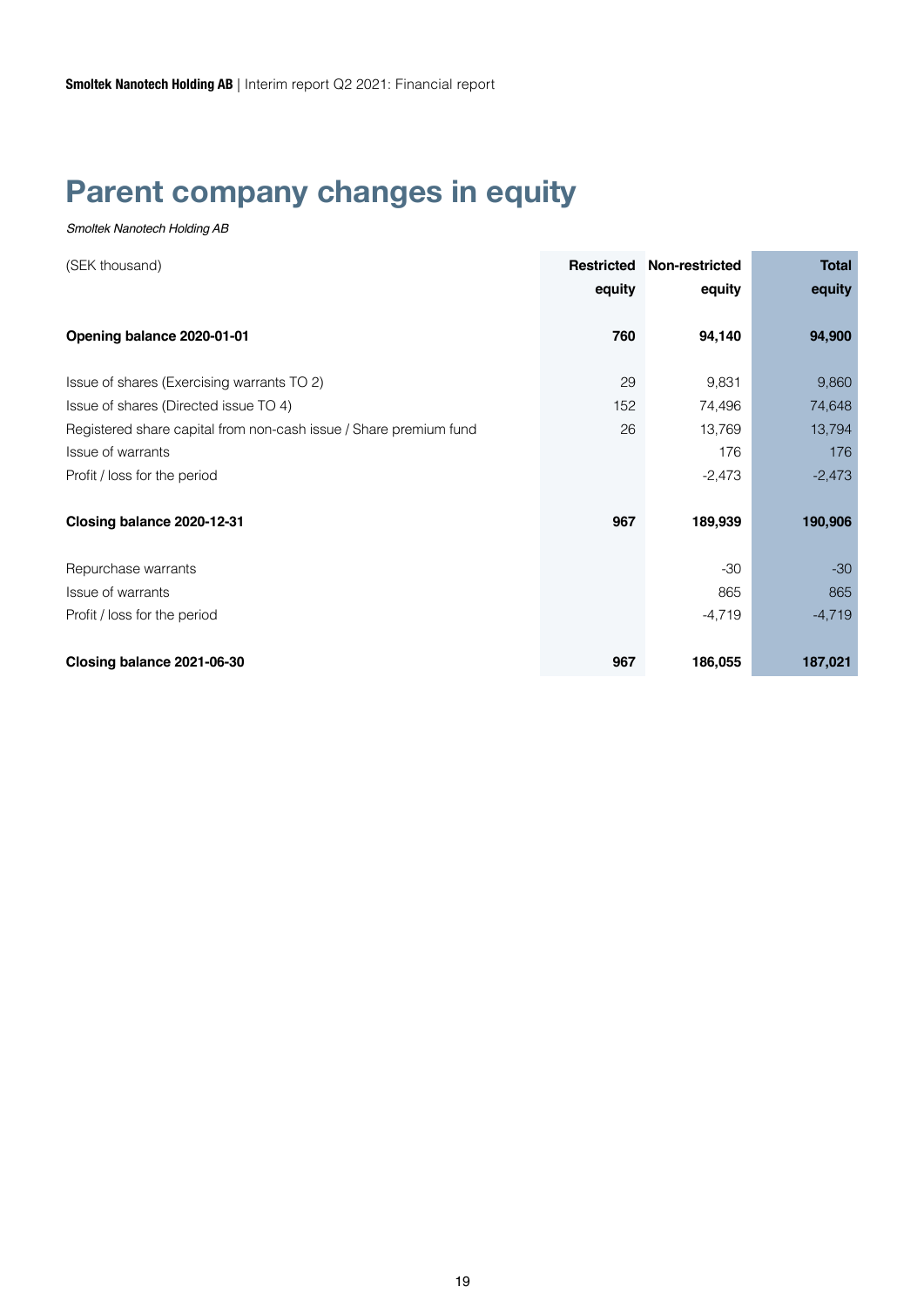# Parent company changes in equity

*Smoltek Nanotech Holding AB*

| (SEK thousand) | Restricted equity | Non-restricted equity | Total equity |
|---|---|---|---|
| **Opening balance 2020-01-01** | **760** | **94,140** | **94,900** |
| Issue of shares (Exercising warrants TO 2) | 29 | 9,831 | 9,860 |
| Issue of shares (Directed issue TO 4) | 152 | 74,496 | 74,648 |
| Registered share capital from non-cash issue / Share premium fund | 26 | 13,769 | 13,794 |
| Issue of warrants | | 176 | 176 |
| Profit / loss for the period | | -2,473 | -2,473 |
| **Closing balance 2020-12-31** | **967** | **189,939** | **190,906** |
| Repurchase warrants | | -30 | -30 |
| Issue of warrants | | 865 | 865 |
| Profit / loss for the period | | -4,719 | -4,719 |
| **Closing balance 2021-06-30** | **967** | **186,055** | **187,021** |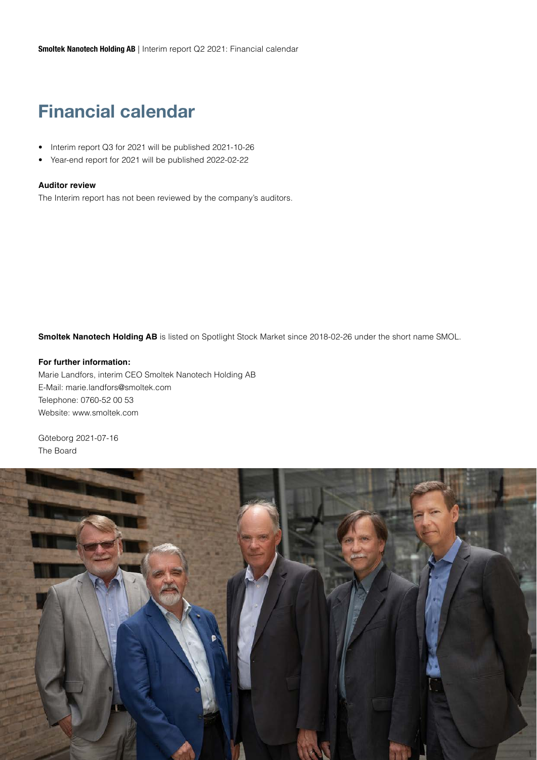# Financial calendar

- Interim report Q3 for 2021 will be published 2021-10-26
- Year-end report for 2021 will be published 2022-02-22

**Auditor review**

The Interim report has not been reviewed by the company's auditors.

**Smoltek Nanotech Holding AB** is listed on Spotlight Stock Market since 2018-02-26 under the short name SMOL.

**For further information:**

Marie Landfors, interim CEO Smoltek Nanotech Holding AB
E-Mail: marie.landfors@smoltek.com
Telephone: 0760-52 00 53
Website: www.smoltek.com

Göteborg 2021-07-16
The Board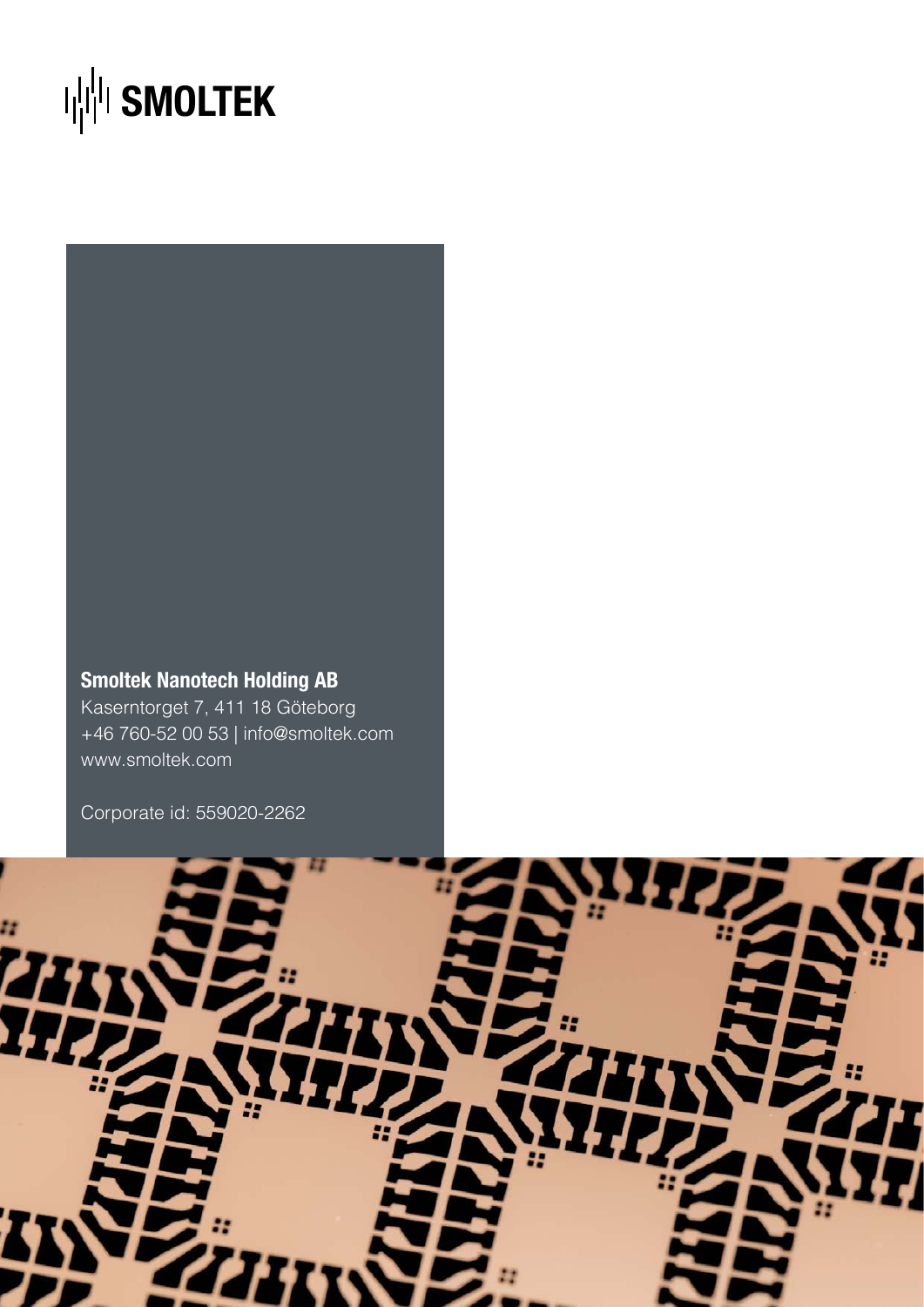SMOLTEK

**Smoltek Nanotech Holding AB**
Kaserntorget 7, 411 18 Göteborg
+46 760-52 00 53 | info@smoltek.com
www.smoltek.com

Corporate id: 559020-2262